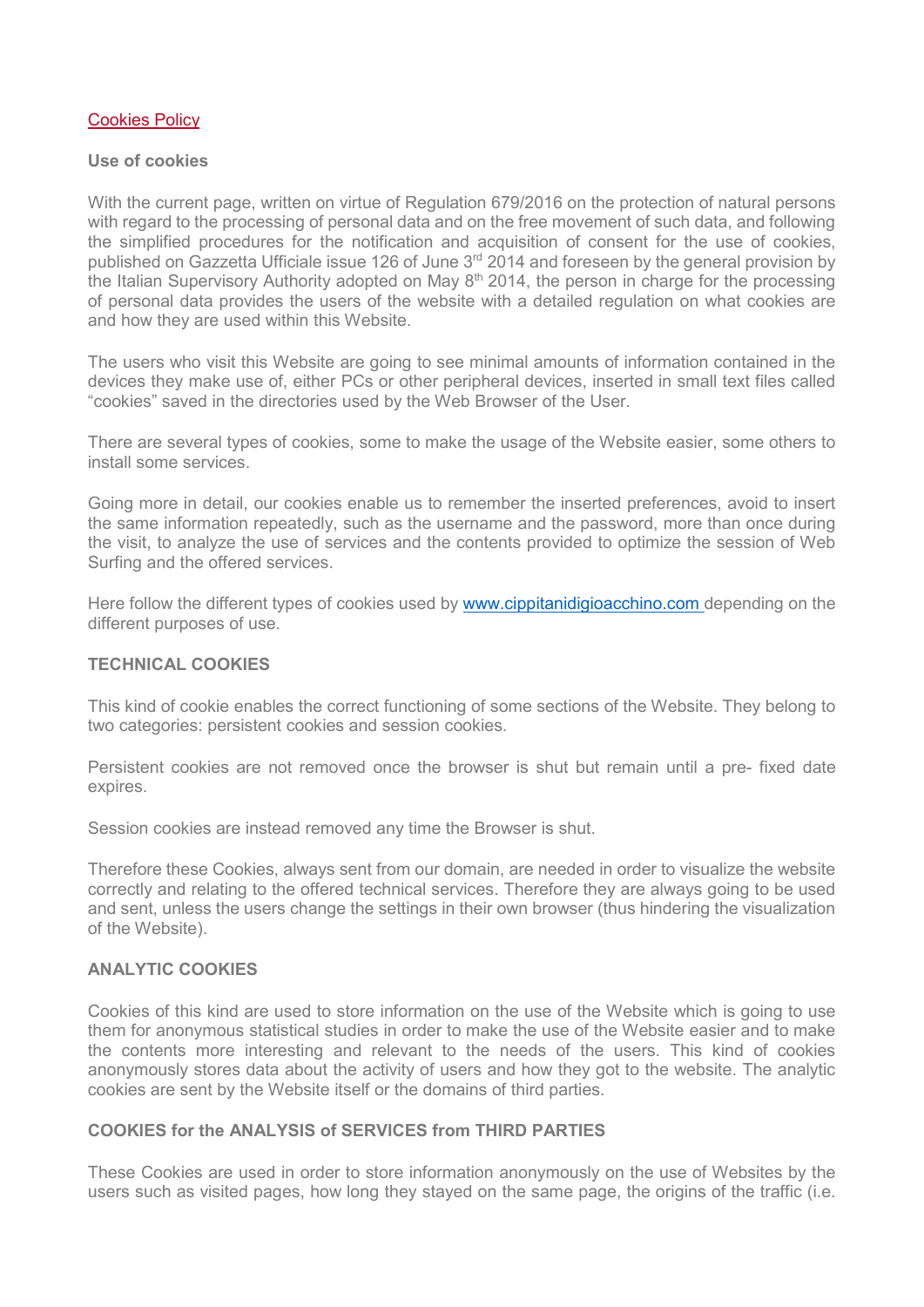# Cookies Policy

## Use of cookies

With the current page, written on virtue of Regulation 679/2016 on the protection of natural persons with regard to the processing of personal data and on the free movement of such data, and following the simplified procedures for the notification and acquisition of consent for the use of cookies, published on Gazzetta Ufficiale issue 126 of June 3rd 2014 and foreseen by the general provision by the Italian Supervisory Authority adopted on May 8th 2014, the person in charge for the processing of personal data provides the users of the website with a detailed regulation on what cookies are and how they are used within this Website.

The users who visit this Website are going to see minimal amounts of information contained in the devices they make use of, either PCs or other peripheral devices, inserted in small text files called "cookies" saved in the directories used by the Web Browser of the User.

There are several types of cookies, some to make the usage of the Website easier, some others to install some services.

Going more in detail, our cookies enable us to remember the inserted preferences, avoid to insert the same information repeatedly, such as the username and the password, more than once during the visit, to analyze the use of services and the contents provided to optimize the session of Web Surfing and the offered services.

Here follow the different types of cookies used by www.cippitanidigioacchino.com depending on the different purposes of use.

## TECHNICAL COOKIES

This kind of cookie enables the correct functioning of some sections of the Website. They belong to two categories: persistent cookies and session cookies.

Persistent cookies are not removed once the browser is shut but remain until a pre- fixed date expires.

Session cookies are instead removed any time the Browser is shut.

Therefore these Cookies, always sent from our domain, are needed in order to visualize the website correctly and relating to the offered technical services. Therefore they are always going to be used and sent, unless the users change the settings in their own browser (thus hindering the visualization of the Website).

## ANALYTIC COOKIES

Cookies of this kind are used to store information on the use of the Website which is going to use them for anonymous statistical studies in order to make the use of the Website easier and to make the contents more interesting and relevant to the needs of the users. This kind of cookies anonymously stores data about the activity of users and how they got to the website. The analytic cookies are sent by the Website itself or the domains of third parties.

## COOKIES for the ANALYSIS of SERVICES from THIRD PARTIES

These Cookies are used in order to store information anonymously on the use of Websites by the users such as visited pages, how long they stayed on the same page, the origins of the traffic (i.e.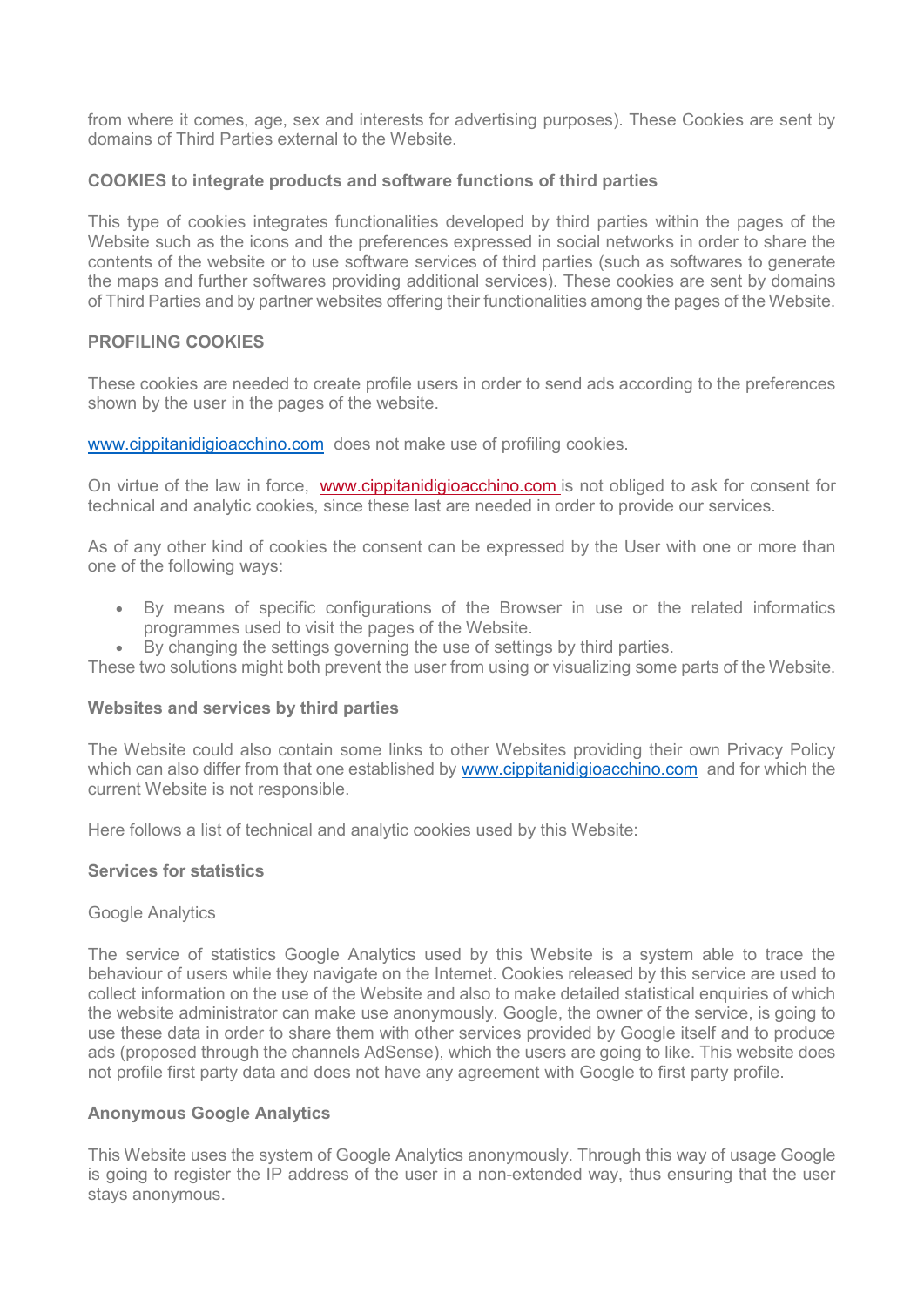from where it comes, age, sex and interests for advertising purposes). These Cookies are sent by domains of Third Parties external to the Website.

**COOKIES to integrate products and software functions of third parties**

This type of cookies integrates functionalities developed by third parties within the pages of the Website such as the icons and the preferences expressed in social networks in order to share the contents of the website or to use software services of third parties (such as softwares to generate the maps and further softwares providing additional services). These cookies are sent by domains of Third Parties and by partner websites offering their functionalities among the pages of the Website.

**PROFILING COOKIES**

These cookies are needed to create profile users in order to send ads according to the preferences shown by the user in the pages of the website.

[www.cippitanidigioacchino.com](http://www.cippitanidigioacchino.com) does not make use of profiling cookies.

On virtue of the law in force, [www.cippitanidigioacchino.com](http://www.cippitanidigioacchino.com) is not obliged to ask for consent for technical and analytic cookies, since these last are needed in order to provide our services.

As of any other kind of cookies the consent can be expressed by the User with one or more than one of the following ways:

- By means of specific configurations of the Browser in use or the related informatics programmes used to visit the pages of the Website.
- By changing the settings governing the use of settings by third parties.

These two solutions might both prevent the user from using or visualizing some parts of the Website.

**Websites and services by third parties**

The Website could also contain some links to other Websites providing their own Privacy Policy which can also differ from that one established by [www.cippitanidigioacchino.com](http://www.cippitanidigioacchino.com) and for which the current Website is not responsible.

Here follows a list of technical and analytic cookies used by this Website:

**Services for statistics**

Google Analytics

The service of statistics Google Analytics used by this Website is a system able to trace the behaviour of users while they navigate on the Internet. Cookies released by this service are used to collect information on the use of the Website and also to make detailed statistical enquiries of which the website administrator can make use anonymously. Google, the owner of the service, is going to use these data in order to share them with other services provided by Google itself and to produce ads (proposed through the channels AdSense), which the users are going to like. This website does not profile first party data and does not have any agreement with Google to first party profile.

**Anonymous Google Analytics**

This Website uses the system of Google Analytics anonymously. Through this way of usage Google is going to register the IP address of the user in a non-extended way, thus ensuring that the user stays anonymous.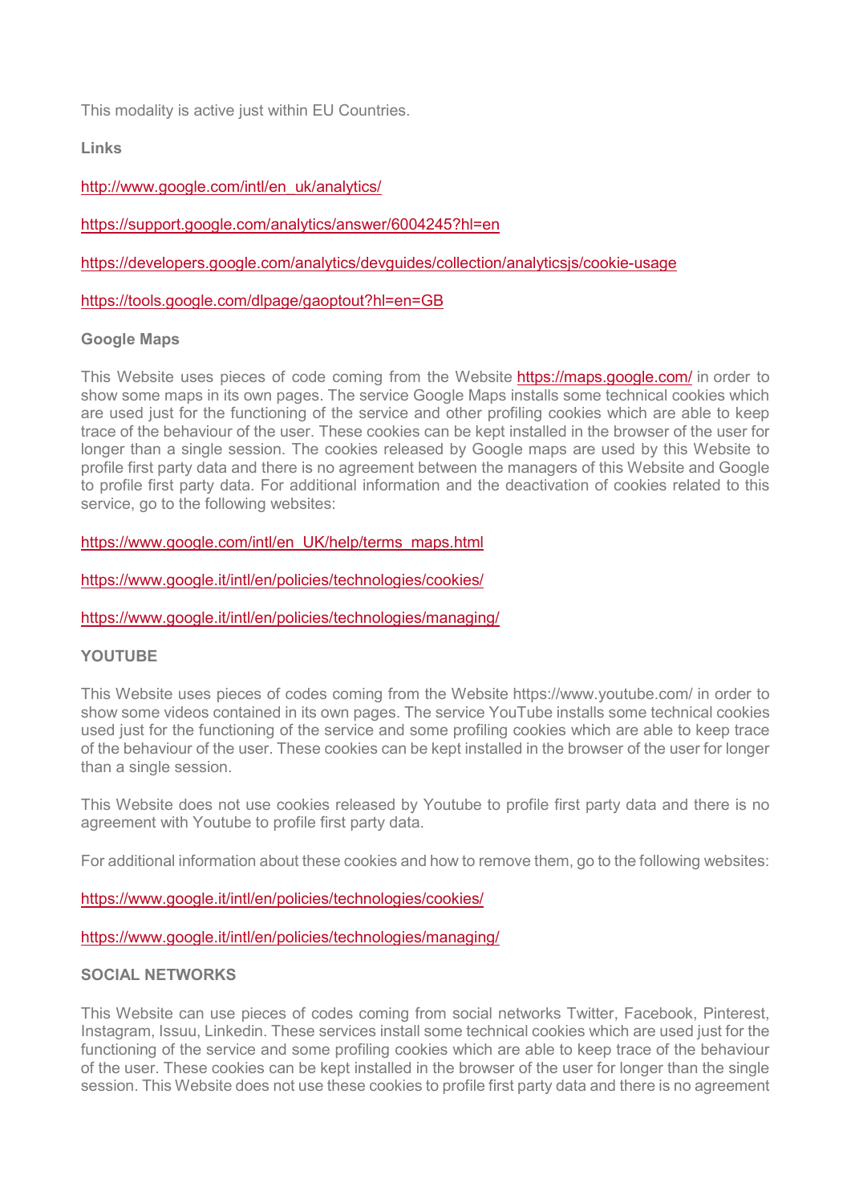This modality is active just within EU Countries.

**Links**

http://www.google.com/intl/en_uk/analytics/

https://support.google.com/analytics/answer/6004245?hl=en

https://developers.google.com/analytics/devguides/collection/analyticsjs/cookie-usage

https://tools.google.com/dlpage/gaoptout?hl=en=GB

**Google Maps**

This Website uses pieces of code coming from the Website https://maps.google.com/ in order to show some maps in its own pages. The service Google Maps installs some technical cookies which are used just for the functioning of the service and other profiling cookies which are able to keep trace of the behaviour of the user. These cookies can be kept installed in the browser of the user for longer than a single session. The cookies released by Google maps are used by this Website to profile first party data and there is no agreement between the managers of this Website and Google to profile first party data. For additional information and the deactivation of cookies related to this service, go to the following websites:

https://www.google.com/intl/en_UK/help/terms_maps.html

https://www.google.it/intl/en/policies/technologies/cookies/

https://www.google.it/intl/en/policies/technologies/managing/

**YOUTUBE**

This Website uses pieces of codes coming from the Website https://www.youtube.com/ in order to show some videos contained in its own pages. The service YouTube installs some technical cookies used just for the functioning of the service and some profiling cookies which are able to keep trace of the behaviour of the user. These cookies can be kept installed in the browser of the user for longer than a single session.

This Website does not use cookies released by Youtube to profile first party data and there is no agreement with Youtube to profile first party data.

For additional information about these cookies and how to remove them, go to the following websites:

https://www.google.it/intl/en/policies/technologies/cookies/

https://www.google.it/intl/en/policies/technologies/managing/

**SOCIAL NETWORKS**

This Website can use pieces of codes coming from social networks Twitter, Facebook, Pinterest, Instagram, Issuu, Linkedin. These services install some technical cookies which are used just for the functioning of the service and some profiling cookies which are able to keep trace of the behaviour of the user. These cookies can be kept installed in the browser of the user for longer than the single session. This Website does not use these cookies to profile first party data and there is no agreement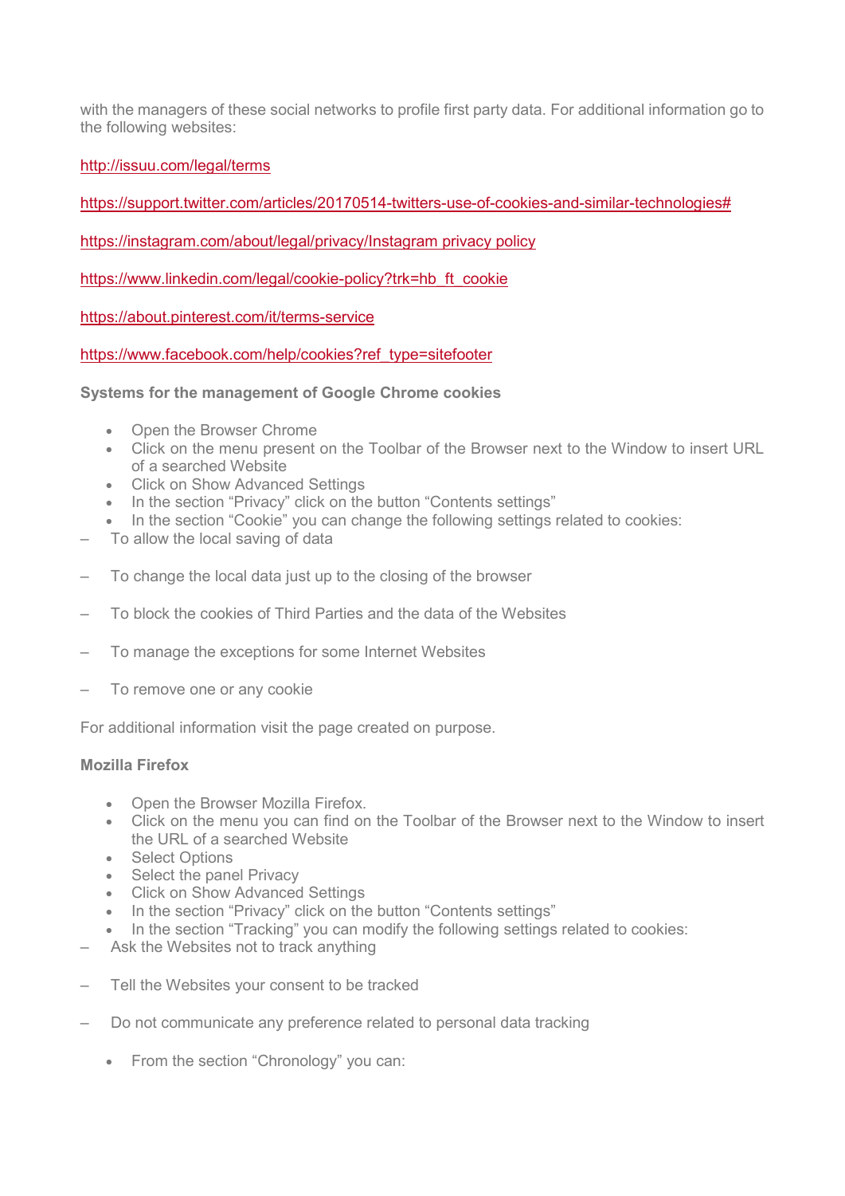with the managers of these social networks to profile first party data. For additional information go to the following websites:

http://issuu.com/legal/terms

https://support.twitter.com/articles/20170514-twitters-use-of-cookies-and-similar-technologies#

https://instagram.com/about/legal/privacy/Instagram privacy policy

https://www.linkedin.com/legal/cookie-policy?trk=hb_ft_cookie

https://about.pinterest.com/it/terms-service

https://www.facebook.com/help/cookies?ref_type=sitefooter

**Systems for the management of Google Chrome cookies**

- Open the Browser Chrome
- Click on the menu present on the Toolbar of the Browser next to the Window to insert URL of a searched Website
- Click on Show Advanced Settings
- In the section "Privacy" click on the button "Contents settings"
- In the section "Cookie" you can change the following settings related to cookies:

– To allow the local saving of data

– To change the local data just up to the closing of the browser

– To block the cookies of Third Parties and the data of the Websites

– To manage the exceptions for some Internet Websites

– To remove one or any cookie

For additional information visit the page created on purpose.

**Mozilla Firefox**

- Open the Browser Mozilla Firefox.
- Click on the menu you can find on the Toolbar of the Browser next to the Window to insert the URL of a searched Website
- Select Options
- Select the panel Privacy
- Click on Show Advanced Settings
- In the section "Privacy" click on the button "Contents settings"
- In the section "Tracking" you can modify the following settings related to cookies:

– Ask the Websites not to track anything

– Tell the Websites your consent to be tracked

– Do not communicate any preference related to personal data tracking

- From the section "Chronology" you can: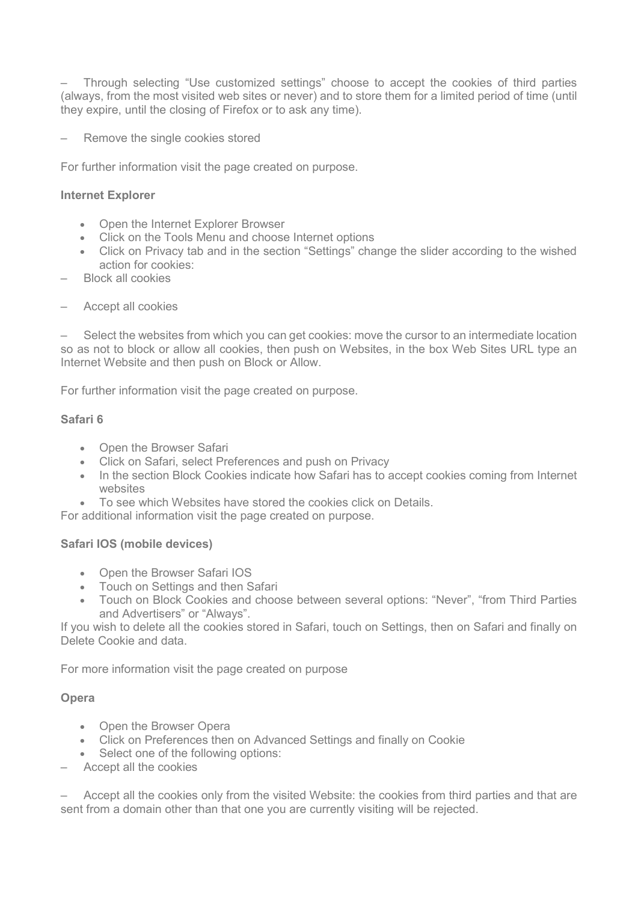– Through selecting "Use customized settings" choose to accept the cookies of third parties (always, from the most visited web sites or never) and to store them for a limited period of time (until they expire, until the closing of Firefox or to ask any time).

– Remove the single cookies stored

For further information visit the page created on purpose.

**Internet Explorer**

- Open the Internet Explorer Browser
- Click on the Tools Menu and choose Internet options
- Click on Privacy tab and in the section "Settings" change the slider according to the wished action for cookies:

– Block all cookies

– Accept all cookies

– Select the websites from which you can get cookies: move the cursor to an intermediate location so as not to block or allow all cookies, then push on Websites, in the box Web Sites URL type an Internet Website and then push on Block or Allow.

For further information visit the page created on purpose.

**Safari 6**

- Open the Browser Safari
- Click on Safari, select Preferences and push on Privacy
- In the section Block Cookies indicate how Safari has to accept cookies coming from Internet websites
- To see which Websites have stored the cookies click on Details.

For additional information visit the page created on purpose.

**Safari IOS (mobile devices)**

- Open the Browser Safari IOS
- Touch on Settings and then Safari
- Touch on Block Cookies and choose between several options: "Never", "from Third Parties and Advertisers" or "Always".

If you wish to delete all the cookies stored in Safari, touch on Settings, then on Safari and finally on Delete Cookie and data.

For more information visit the page created on purpose

**Opera**

- Open the Browser Opera
- Click on Preferences then on Advanced Settings and finally on Cookie
- Select one of the following options:

– Accept all the cookies

– Accept all the cookies only from the visited Website: the cookies from third parties and that are sent from a domain other than that one you are currently visiting will be rejected.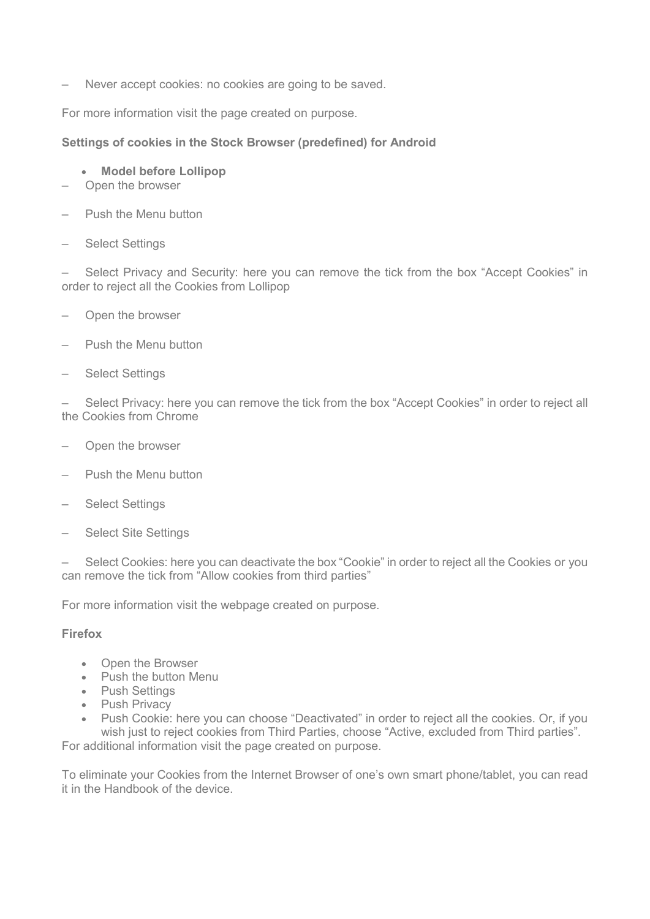– Never accept cookies: no cookies are going to be saved.

For more information visit the page created on purpose.

**Settings of cookies in the Stock Browser (predefined) for Android**

- **Model before Lollipop**

– Open the browser

– Push the Menu button

– Select Settings

– Select Privacy and Security: here you can remove the tick from the box "Accept Cookies" in order to reject all the Cookies from Lollipop

– Open the browser

– Push the Menu button

– Select Settings

– Select Privacy: here you can remove the tick from the box "Accept Cookies" in order to reject all the Cookies from Chrome

– Open the browser

– Push the Menu button

– Select Settings

– Select Site Settings

– Select Cookies: here you can deactivate the box "Cookie" in order to reject all the Cookies or you can remove the tick from "Allow cookies from third parties"

For more information visit the webpage created on purpose.

**Firefox**

- Open the Browser
- Push the button Menu
- Push Settings
- Push Privacy
- Push Cookie: here you can choose "Deactivated" in order to reject all the cookies. Or, if you wish just to reject cookies from Third Parties, choose "Active, excluded from Third parties".

For additional information visit the page created on purpose.

To eliminate your Cookies from the Internet Browser of one's own smart phone/tablet, you can read it in the Handbook of the device.